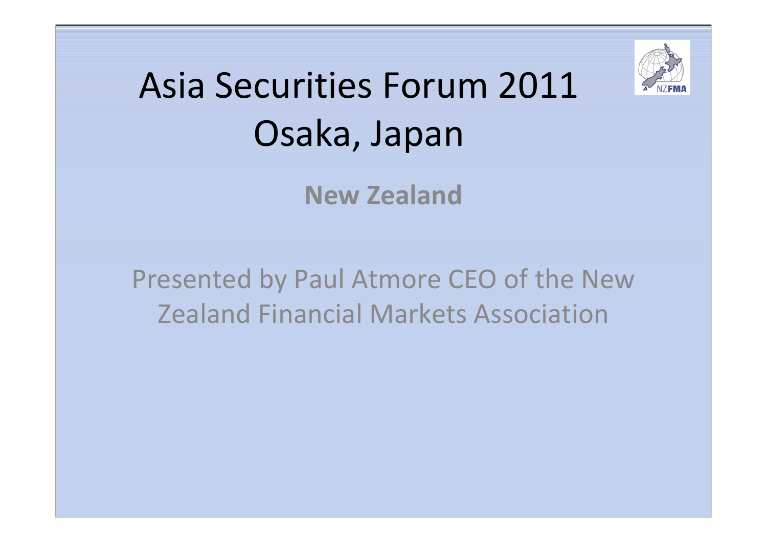# Asia Securities Forum 2011
# Osaka, Japan

**New Zealand**

Presented by Paul Atmore CEO of the New Zealand Financial Markets Association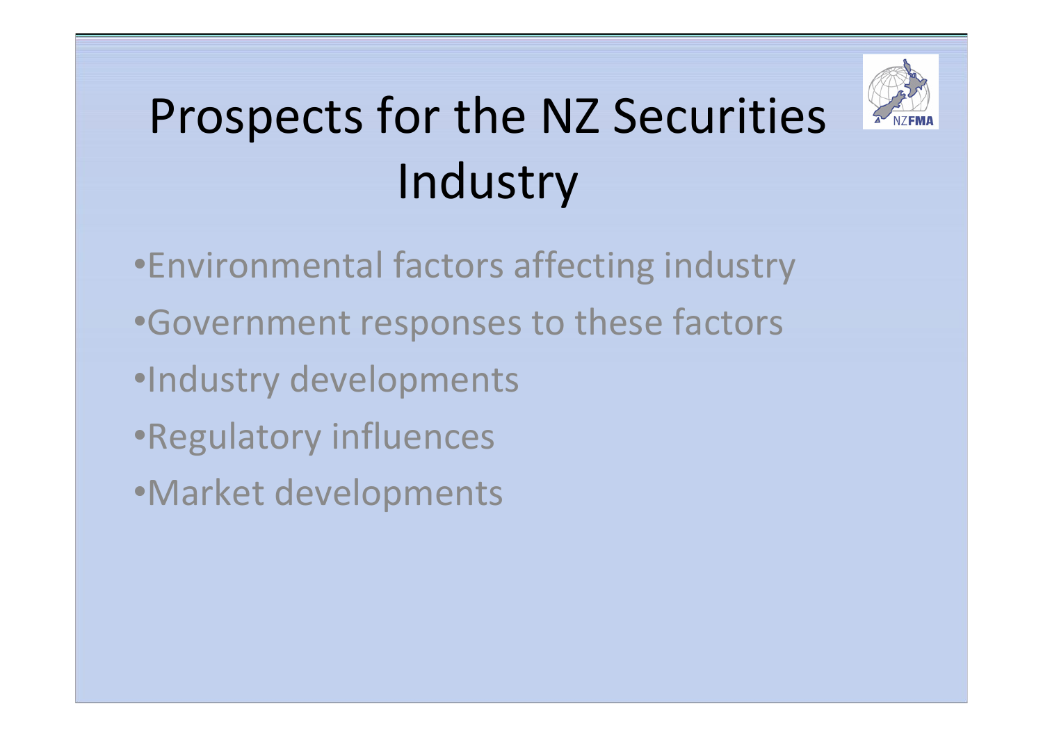# Prospects for the NZ Securities Industry

- Environmental factors affecting industry
- Government responses to these factors
- Industry developments
- Regulatory influences
- Market developments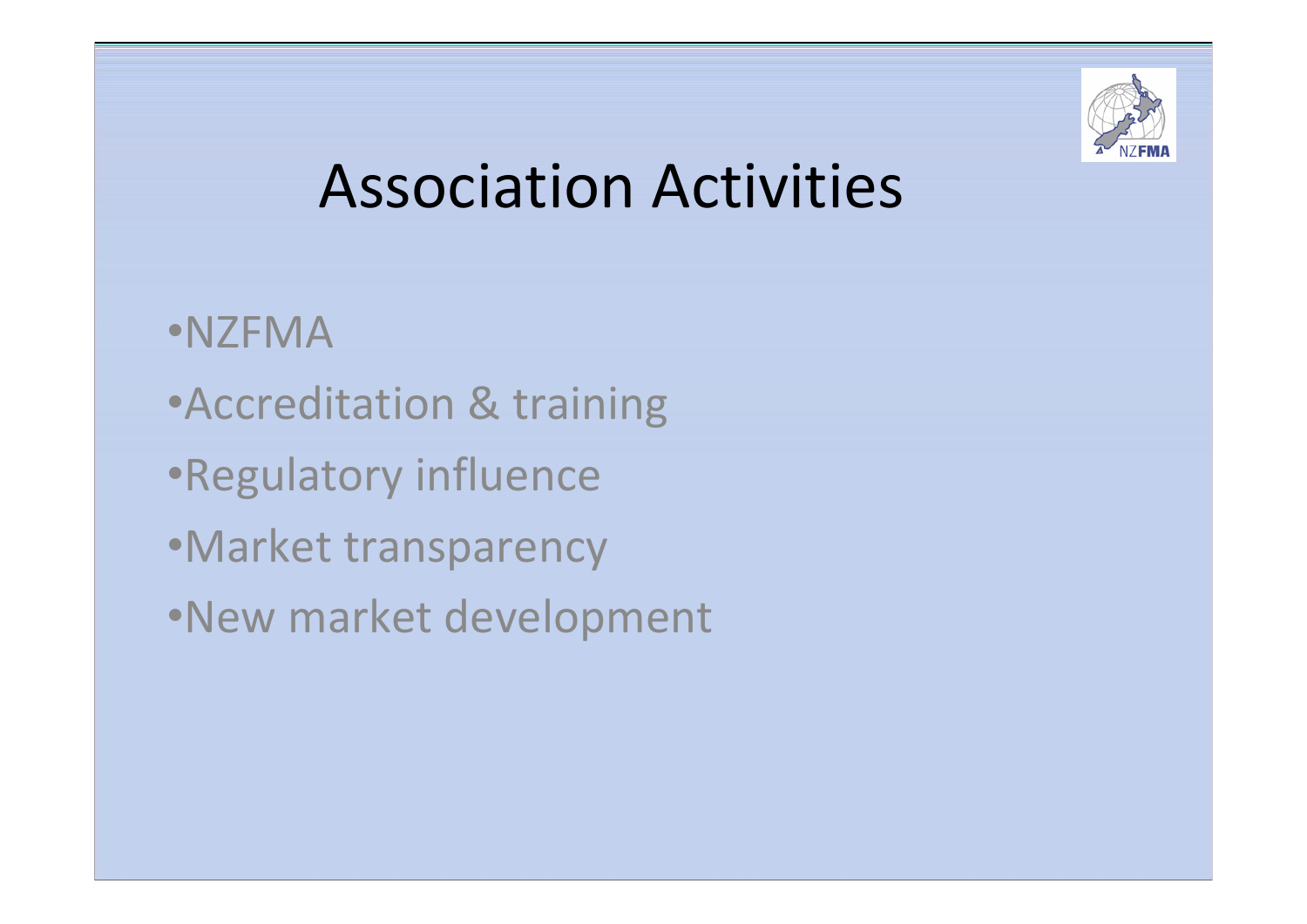# Association Activities

- NZFMA
- Accreditation & training
- Regulatory influence
- Market transparency
- New market development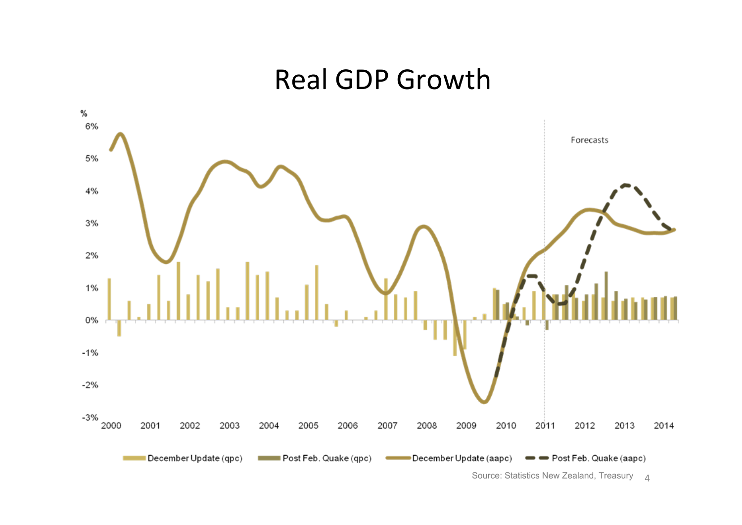# Real GDP Growth

%

6%
5%
4%
3%
2%
1%
0%
-1%
-2%
-3%

2000 2001 2002 2003 2004 2005 2006 2007 2008 2009 2010 2011 2012 2013 2014

Forecasts

December Update (qpc) — Post Feb. Quake (qpc) — December Update (aapc) — Post Feb. Quake (aapc)

Source: Statistics New Zealand, Treasury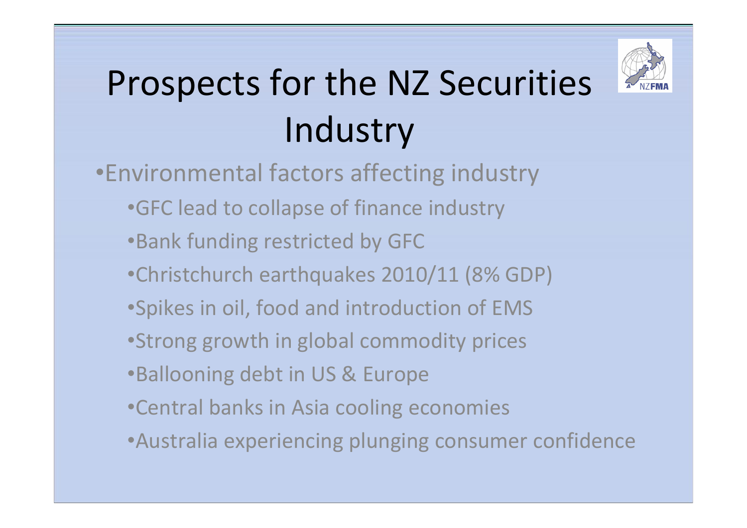# Prospects for the NZ Securities Industry

- Environmental factors affecting industry
  - GFC lead to collapse of finance industry
  - Bank funding restricted by GFC
  - Christchurch earthquakes 2010/11 (8% GDP)
  - Spikes in oil, food and introduction of EMS
  - Strong growth in global commodity prices
  - Ballooning debt in US & Europe
  - Central banks in Asia cooling economies
  - Australia experiencing plunging consumer confidence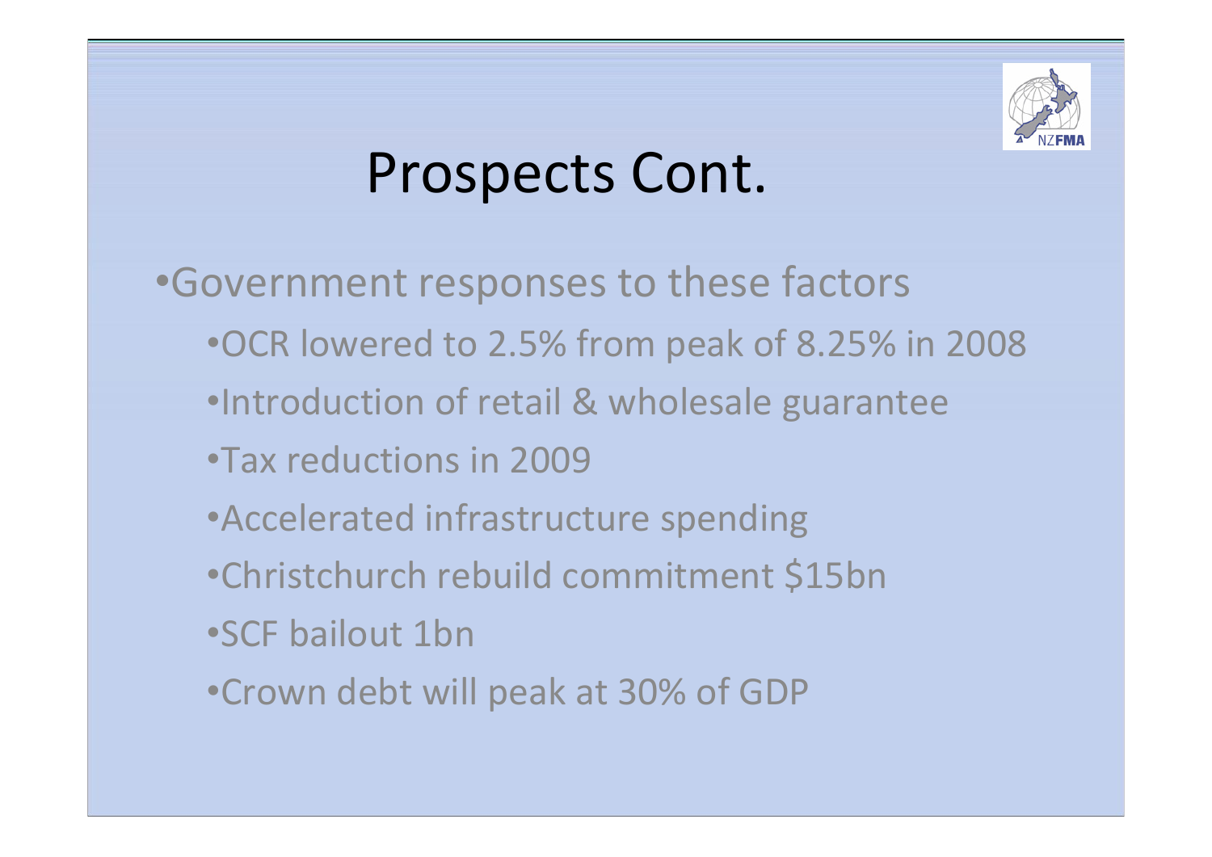# Prospects Cont.

- Government responses to these factors
  - OCR lowered to 2.5% from peak of 8.25% in 2008
  - Introduction of retail & wholesale guarantee
  - Tax reductions in 2009
  - Accelerated infrastructure spending
  - Christchurch rebuild commitment $15bn
  - SCF bailout 1bn
  - Crown debt will peak at 30% of GDP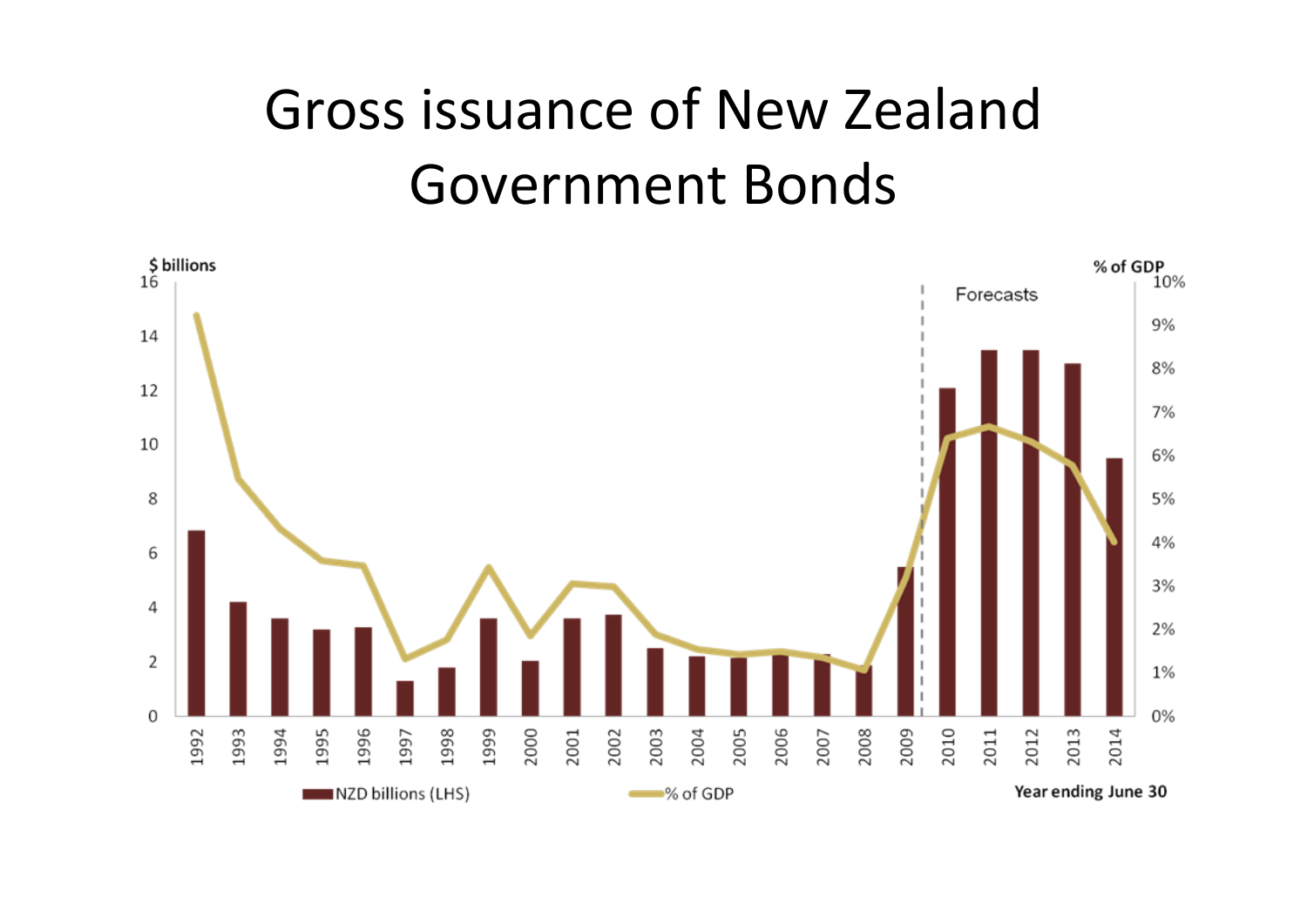# Gross issuance of New Zealand Government Bonds

$ billions | % of GDP

Forecasts

NZD billions (LHS) | % of GDP

Year ending June 30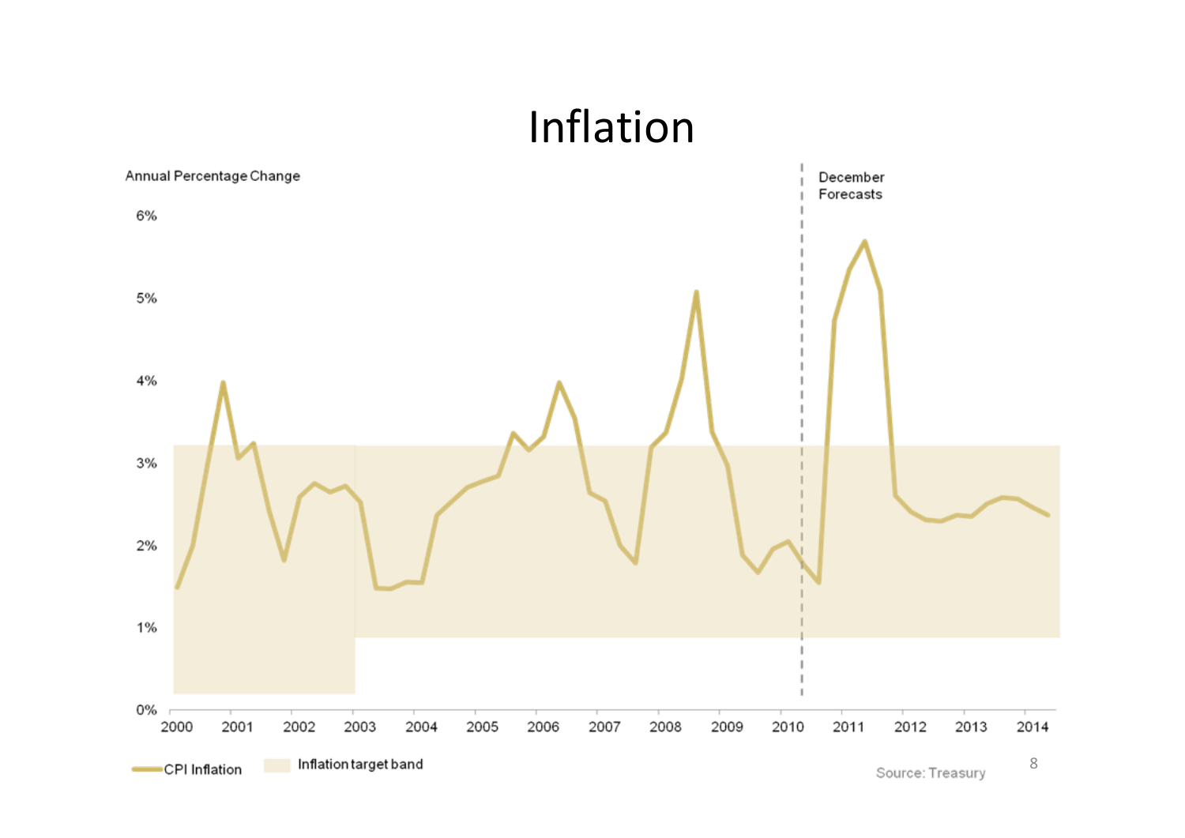# Inflation

Annual Percentage Change

December Forecasts

6%

5%

4%

3%

2%

1%

0%

2000 2001 2002 2003 2004 2005 2006 2007 2008 2009 2010 2011 2012 2013 2014

CPI Inflation    Inflation target band

Source: Treasury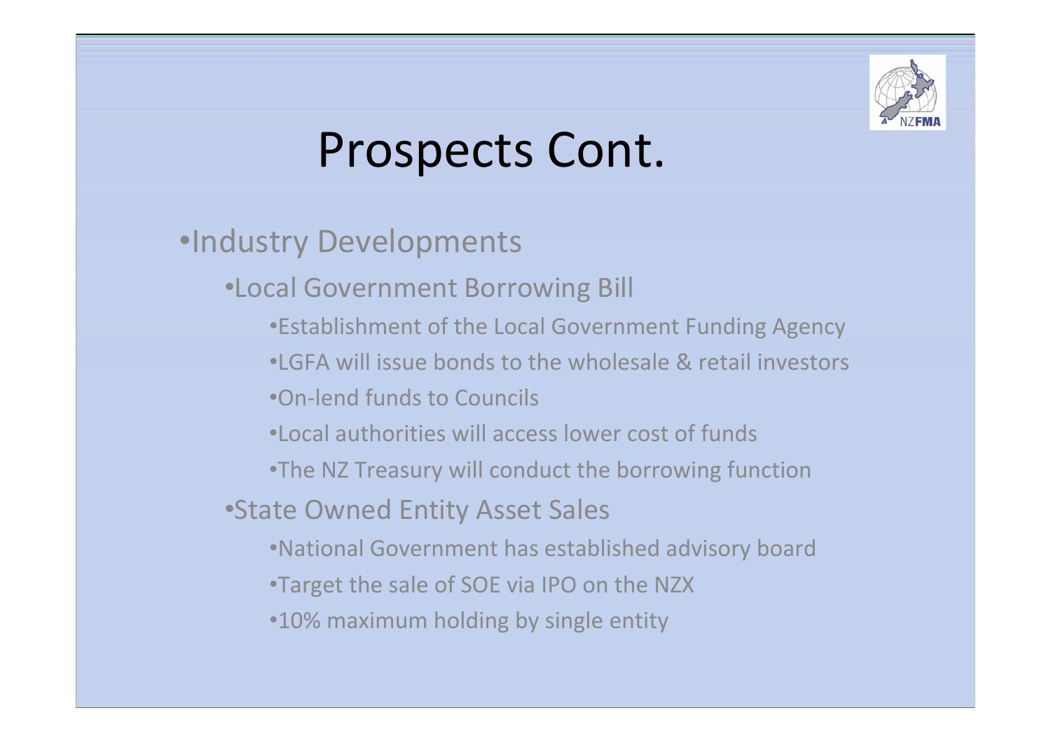# Prospects Cont.

- Industry Developments
  - Local Government Borrowing Bill
    - Establishment of the Local Government Funding Agency
    - LGFA will issue bonds to the wholesale & retail investors
    - On-lend funds to Councils
    - Local authorities will access lower cost of funds
    - The NZ Treasury will conduct the borrowing function
  - State Owned Entity Asset Sales
    - National Government has established advisory board
    - Target the sale of SOE via IPO on the NZX
    - 10% maximum holding by single entity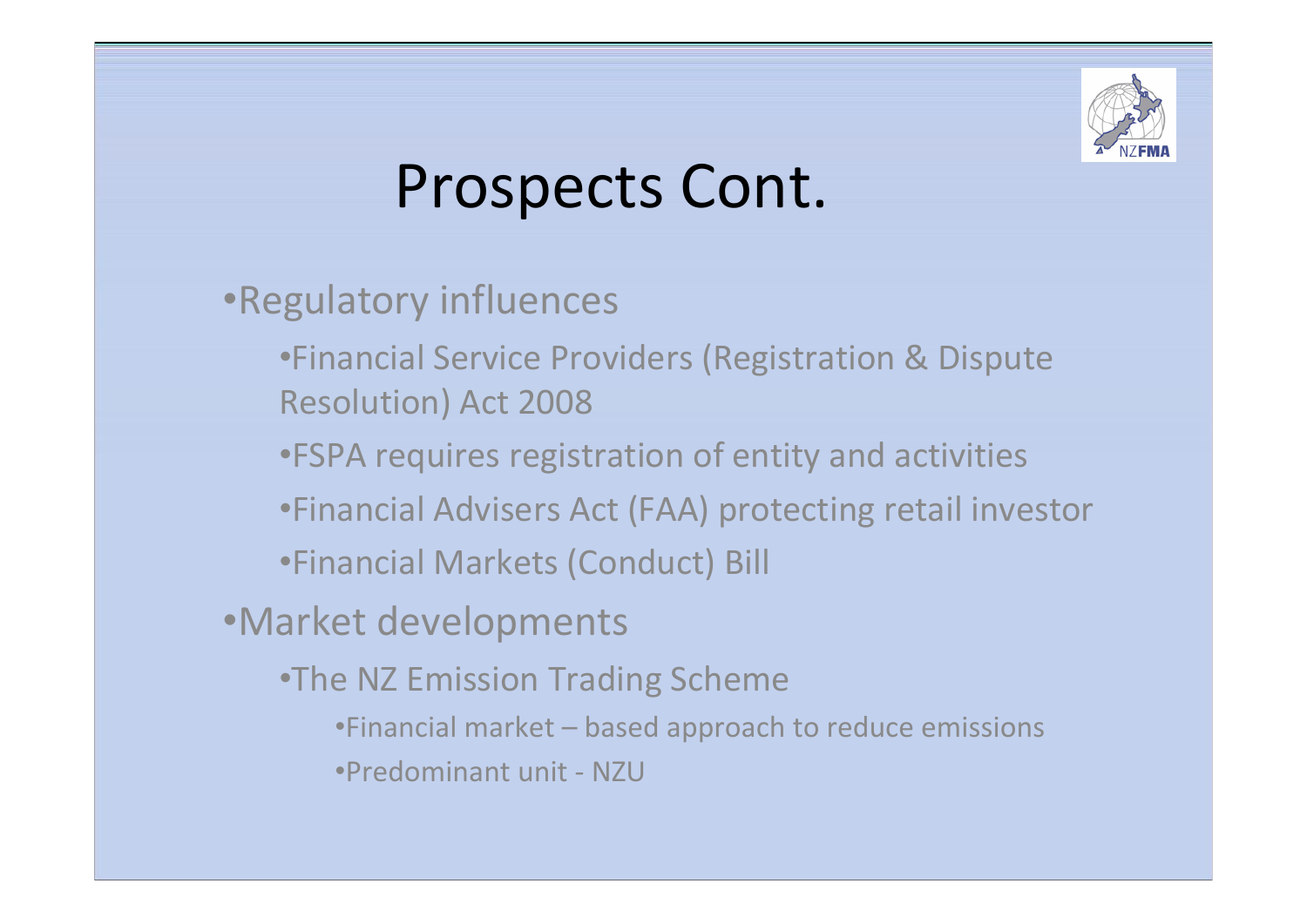# Prospects Cont.

- Regulatory influences
  - Financial Service Providers (Registration & Dispute Resolution) Act 2008
  - FSPA requires registration of entity and activities
  - Financial Advisers Act (FAA) protecting retail investor
  - Financial Markets (Conduct) Bill
- Market developments
  - The NZ Emission Trading Scheme
    - Financial market – based approach to reduce emissions
    - Predominant unit - NZU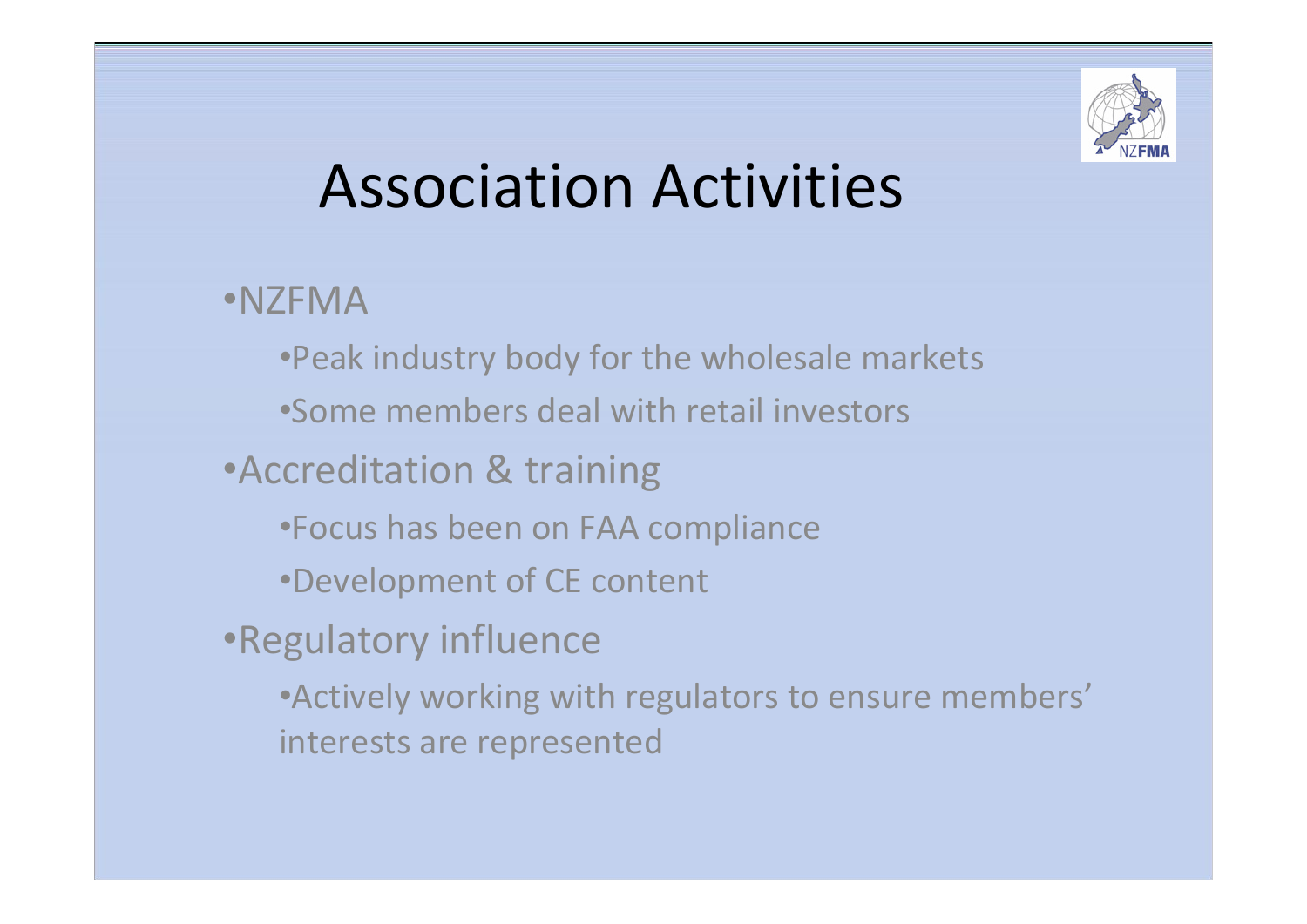# Association Activities

- NZFMA
  - Peak industry body for the wholesale markets
  - Some members deal with retail investors
- Accreditation & training
  - Focus has been on FAA compliance
  - Development of CE content
- Regulatory influence
  - Actively working with regulators to ensure members' interests are represented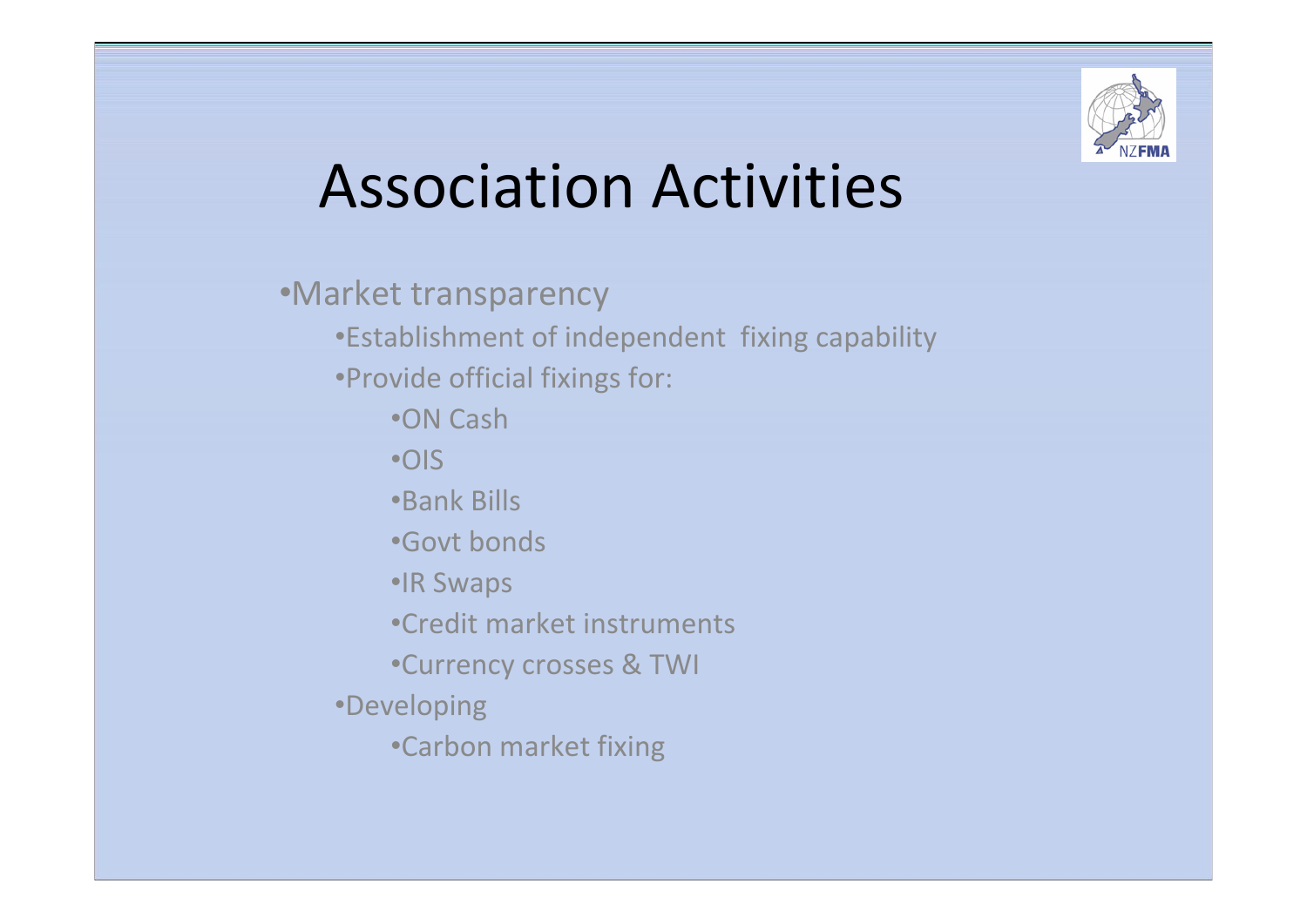# Association Activities

- Market transparency
  - Establishment of independent fixing capability
  - Provide official fixings for:
    - ON Cash
    - OIS
    - Bank Bills
    - Govt bonds
    - IR Swaps
    - Credit market instruments
    - Currency crosses & TWI
  - Developing
    - Carbon market fixing